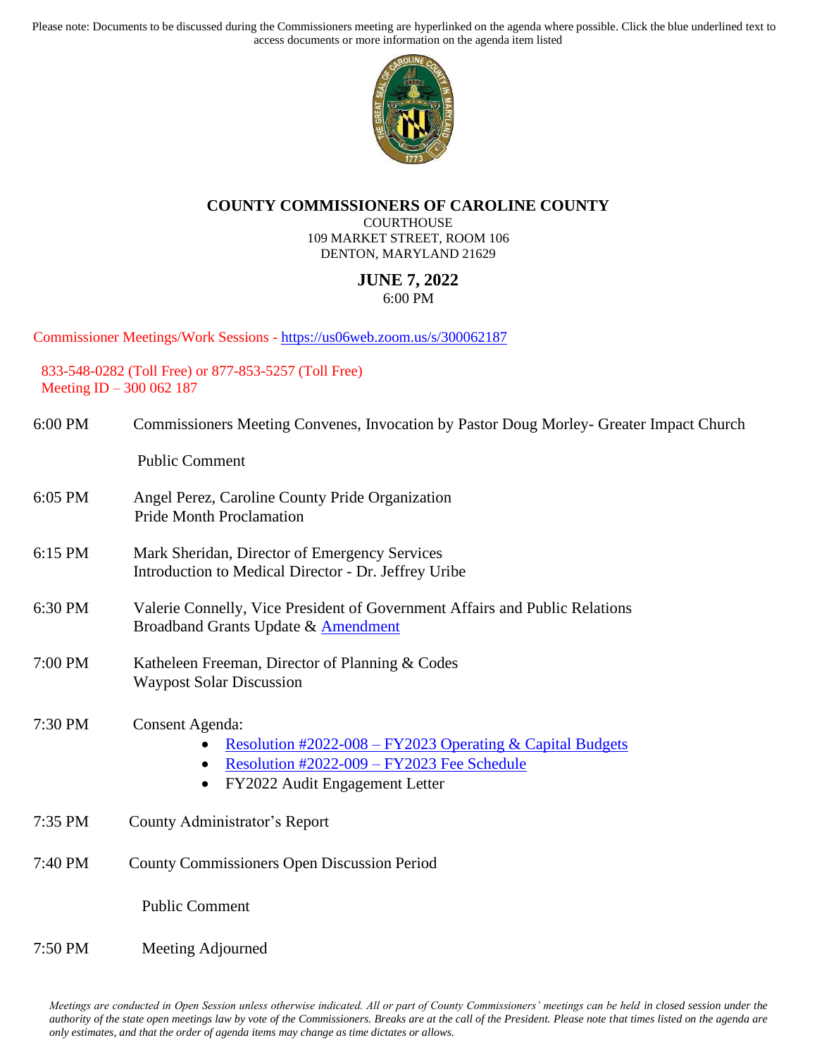Please note: Documents to be discussed during the Commissioners meeting are hyperlinked on the agenda where possible. Click the blue underlined text to access documents or more information on the agenda item listed

# COUNTY COMMISSIONERS OF CAROLINE COUNTY

COURTHOUSE
109 MARKET STREET, ROOM 106
DENTON, MARYLAND 21629

## JUNE 7, 2022

6:00 PM

Commissioner Meetings/Work Sessions - https://us06web.zoom.us/s/300062187

833-548-0282 (Toll Free) or 877-853-5257 (Toll Free)
Meeting ID – 300 062 187

6:00 PM — Commissioners Meeting Convenes, Invocation by Pastor Doug Morley- Greater Impact Church

Public Comment

6:05 PM — Angel Perez, Caroline County Pride Organization
Pride Month Proclamation

6:15 PM — Mark Sheridan, Director of Emergency Services
Introduction to Medical Director - Dr. Jeffrey Uribe

6:30 PM — Valerie Connelly, Vice President of Government Affairs and Public Relations
Broadband Grants Update & Amendment

7:00 PM — Katheleen Freeman, Director of Planning & Codes
Waypost Solar Discussion

7:30 PM — Consent Agenda:

- Resolution #2022-008 – FY2023 Operating & Capital Budgets
- Resolution #2022-009 – FY2023 Fee Schedule
- FY2022 Audit Engagement Letter

7:35 PM — County Administrator's Report

7:40 PM — County Commissioners Open Discussion Period

Public Comment

7:50 PM — Meeting Adjourned

*Meetings are conducted in Open Session unless otherwise indicated. All or part of County Commissioners' meetings can be held in closed session under the authority of the state open meetings law by vote of the Commissioners. Breaks are at the call of the President. Please note that times listed on the agenda are only estimates, and that the order of agenda items may change as time dictates or allows.*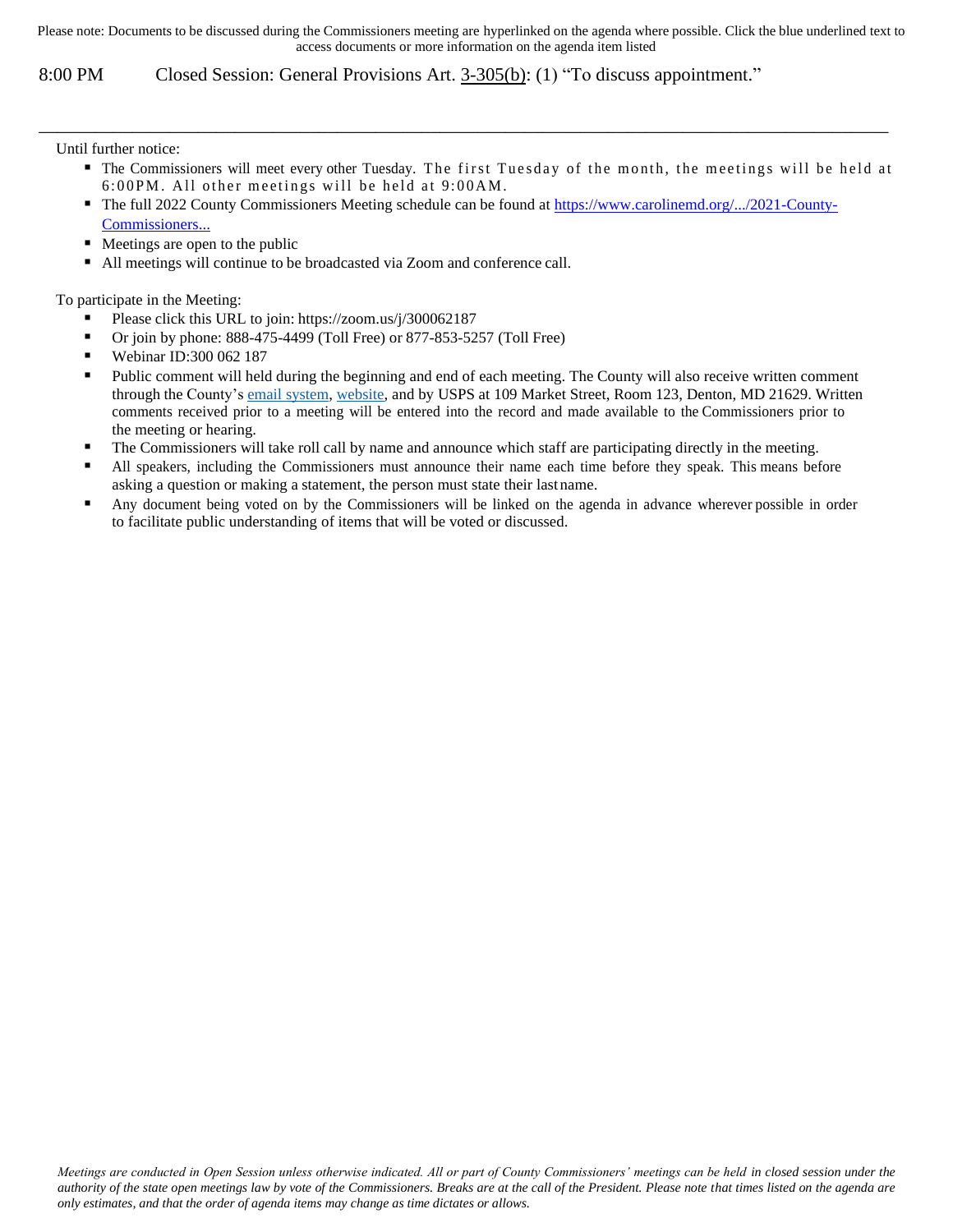Please note: Documents to be discussed during the Commissioners meeting are hyperlinked on the agenda where possible. Click the blue underlined text to access documents or more information on the agenda item listed

8:00 PM Closed Session: General Provisions Art. 3-305(b): (1) "To discuss appointment."

---

Until further notice:

- The Commissioners will meet every other Tuesday. The first Tuesday of the month, the meetings will be held at 6:00PM. All other meetings will be held at 9:00AM.
- The full 2022 County Commissioners Meeting schedule can be found at https://www.carolinemd.org/.../2021-County-Commissioners...
- Meetings are open to the public
- All meetings will continue to be broadcasted via Zoom and conference call.

To participate in the Meeting:

- Please click this URL to join: https://zoom.us/j/300062187
- Or join by phone: 888-475-4499 (Toll Free) or 877-853-5257 (Toll Free)
- Webinar ID:300 062 187
- Public comment will held during the beginning and end of each meeting. The County will also receive written comment through the County's email system, website, and by USPS at 109 Market Street, Room 123, Denton, MD 21629. Written comments received prior to a meeting will be entered into the record and made available to the Commissioners prior to the meeting or hearing.
- The Commissioners will take roll call by name and announce which staff are participating directly in the meeting.
- All speakers, including the Commissioners must announce their name each time before they speak. This means before asking a question or making a statement, the person must state their last name.
- Any document being voted on by the Commissioners will be linked on the agenda in advance wherever possible in order to facilitate public understanding of items that will be voted or discussed.

*Meetings are conducted in Open Session unless otherwise indicated. All or part of County Commissioners' meetings can be held in closed session under the authority of the state open meetings law by vote of the Commissioners. Breaks are at the call of the President. Please note that times listed on the agenda are only estimates, and that the order of agenda items may change as time dictates or allows.*